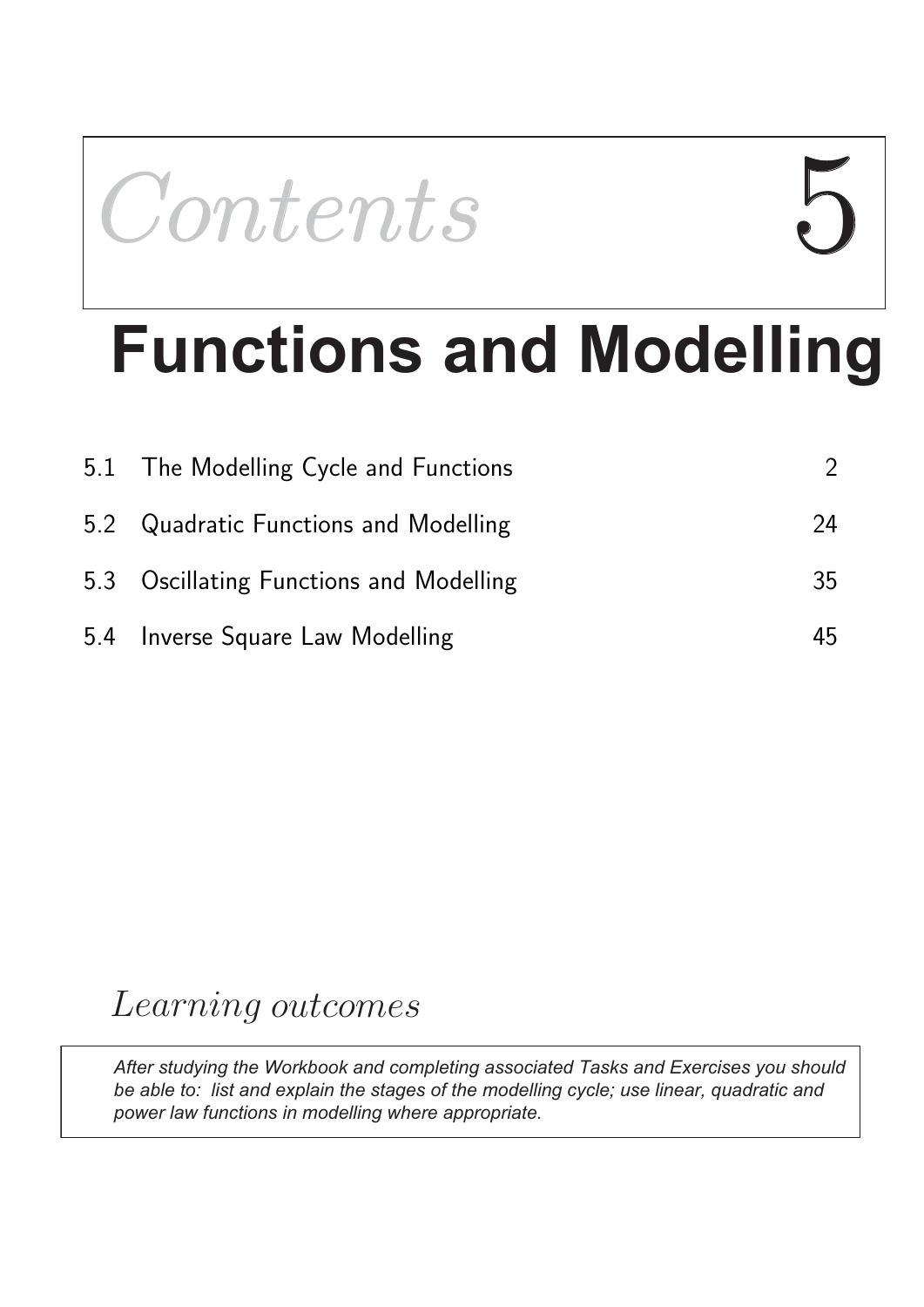# *Contents* 5

# Functions and Modelling

| | | |
|---|---|---|
| 5.1 | The Modelling Cycle and Functions | 2 |
| 5.2 | Quadratic Functions and Modelling | 24 |
| 5.3 | Oscillating Functions and Modelling | 35 |
| 5.4 | Inverse Square Law Modelling | 45 |

## *Learning outcomes*

*After studying the Workbook and completing associated Tasks and Exercises you should be able to: list and explain the stages of the modelling cycle; use linear, quadratic and power law functions in modelling where appropriate.*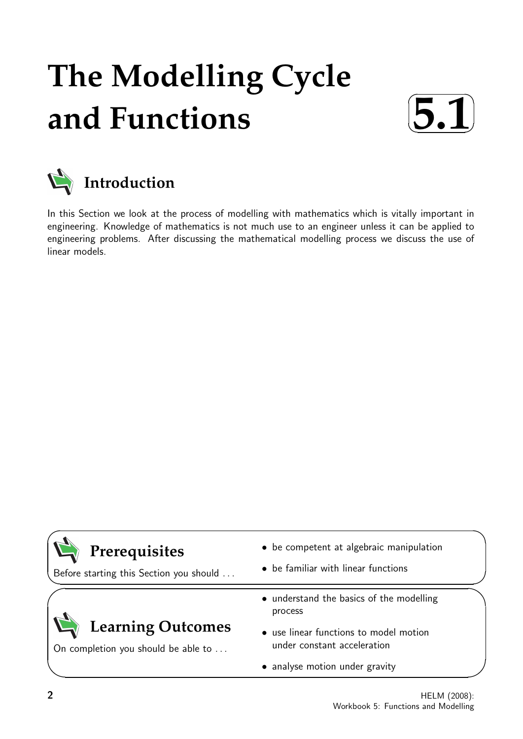# The Modelling Cycle and Functions

**5.1**

## Introduction

In this Section we look at the process of modelling with mathematics which is vitally important in engineering. Knowledge of mathematics is not much use to an engineer unless it can be applied to engineering problems. After discussing the mathematical modelling process we discuss the use of linear models.

## Prerequisites

Before starting this Section you should ...

- be competent at algebraic manipulation
- be familiar with linear functions

## Learning Outcomes

On completion you should be able to ...

- understand the basics of the modelling process
- use linear functions to model motion under constant acceleration
- analyse motion under gravity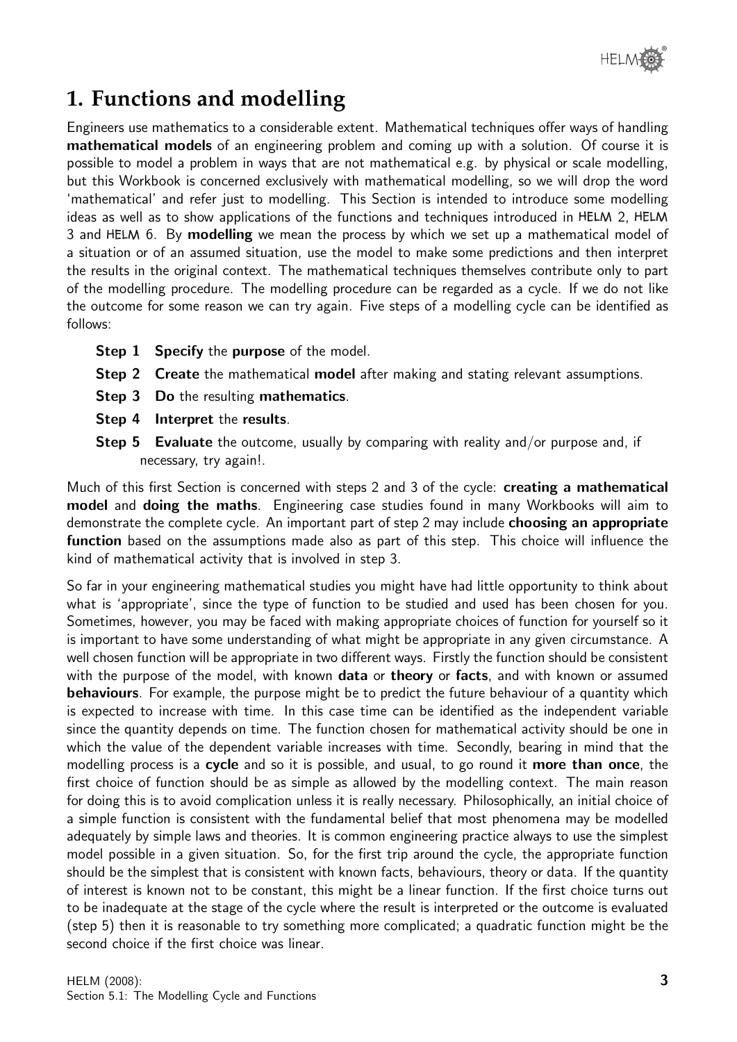## 1. Functions and modelling

Engineers use mathematics to a considerable extent. Mathematical techniques offer ways of handling **mathematical models** of an engineering problem and coming up with a solution. Of course it is possible to model a problem in ways that are not mathematical e.g. by physical or scale modelling, but this Workbook is concerned exclusively with mathematical modelling, so we will drop the word 'mathematical' and refer just to modelling. This Section is intended to introduce some modelling ideas as well as to show applications of the functions and techniques introduced in HELM 2, HELM 3 and HELM 6. By **modelling** we mean the process by which we set up a mathematical model of a situation or of an assumed situation, use the model to make some predictions and then interpret the results in the original context. The mathematical techniques themselves contribute only to part of the modelling procedure. The modelling procedure can be regarded as a cycle. If we do not like the outcome for some reason we can try again. Five steps of a modelling cycle can be identified as follows:

- **Step 1** **Specify** the **purpose** of the model.
- **Step 2** **Create** the mathematical **model** after making and stating relevant assumptions.
- **Step 3** **Do** the resulting **mathematics**.
- **Step 4** **Interpret** the **results**.
- **Step 5** **Evaluate** the outcome, usually by comparing with reality and/or purpose and, if necessary, try again!.

Much of this first Section is concerned with steps 2 and 3 of the cycle: **creating a mathematical model** and **doing the maths**. Engineering case studies found in many Workbooks will aim to demonstrate the complete cycle. An important part of step 2 may include **choosing an appropriate function** based on the assumptions made also as part of this step. This choice will influence the kind of mathematical activity that is involved in step 3.

So far in your engineering mathematical studies you might have had little opportunity to think about what is 'appropriate', since the type of function to be studied and used has been chosen for you. Sometimes, however, you may be faced with making appropriate choices of function for yourself so it is important to have some understanding of what might be appropriate in any given circumstance. A well chosen function will be appropriate in two different ways. Firstly the function should be consistent with the purpose of the model, with known **data** or **theory** or **facts**, and with known or assumed **behaviours**. For example, the purpose might be to predict the future behaviour of a quantity which is expected to increase with time. In this case time can be identified as the independent variable since the quantity depends on time. The function chosen for mathematical activity should be one in which the value of the dependent variable increases with time. Secondly, bearing in mind that the modelling process is a **cycle** and so it is possible, and usual, to go round it **more than once**, the first choice of function should be as simple as allowed by the modelling context. The main reason for doing this is to avoid complication unless it is really necessary. Philosophically, an initial choice of a simple function is consistent with the fundamental belief that most phenomena may be modelled adequately by simple laws and theories. It is common engineering practice always to use the simplest model possible in a given situation. So, for the first trip around the cycle, the appropriate function should be the simplest that is consistent with known facts, behaviours, theory or data. If the quantity of interest is known not to be constant, this might be a linear function. If the first choice turns out to be inadequate at the stage of the cycle where the result is interpreted or the outcome is evaluated (step 5) then it is reasonable to try something more complicated; a quadratic function might be the second choice if the first choice was linear.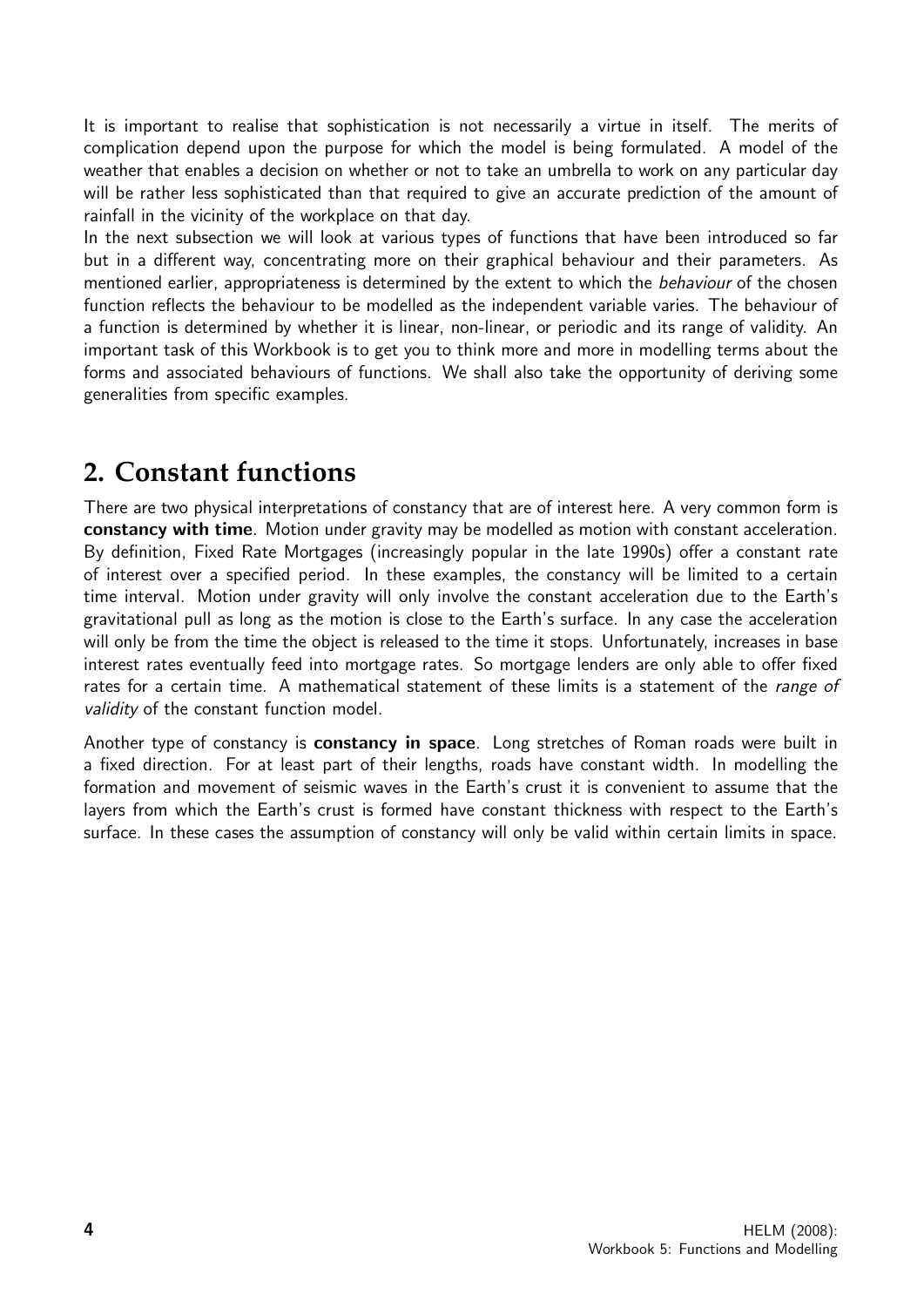It is important to realise that sophistication is not necessarily a virtue in itself. The merits of complication depend upon the purpose for which the model is being formulated. A model of the weather that enables a decision on whether or not to take an umbrella to work on any particular day will be rather less sophisticated than that required to give an accurate prediction of the amount of rainfall in the vicinity of the workplace on that day.

In the next subsection we will look at various types of functions that have been introduced so far but in a different way, concentrating more on their graphical behaviour and their parameters. As mentioned earlier, appropriateness is determined by the extent to which the *behaviour* of the chosen function reflects the behaviour to be modelled as the independent variable varies. The behaviour of a function is determined by whether it is linear, non-linear, or periodic and its range of validity. An important task of this Workbook is to get you to think more and more in modelling terms about the forms and associated behaviours of functions. We shall also take the opportunity of deriving some generalities from specific examples.

## 2. Constant functions

There are two physical interpretations of constancy that are of interest here. A very common form is **constancy with time**. Motion under gravity may be modelled as motion with constant acceleration. By definition, Fixed Rate Mortgages (increasingly popular in the late 1990s) offer a constant rate of interest over a specified period. In these examples, the constancy will be limited to a certain time interval. Motion under gravity will only involve the constant acceleration due to the Earth's gravitational pull as long as the motion is close to the Earth's surface. In any case the acceleration will only be from the time the object is released to the time it stops. Unfortunately, increases in base interest rates eventually feed into mortgage rates. So mortgage lenders are only able to offer fixed rates for a certain time. A mathematical statement of these limits is a statement of the *range of validity* of the constant function model.

Another type of constancy is **constancy in space**. Long stretches of Roman roads were built in a fixed direction. For at least part of their lengths, roads have constant width. In modelling the formation and movement of seismic waves in the Earth's crust it is convenient to assume that the layers from which the Earth's crust is formed have constant thickness with respect to the Earth's surface. In these cases the assumption of constancy will only be valid within certain limits in space.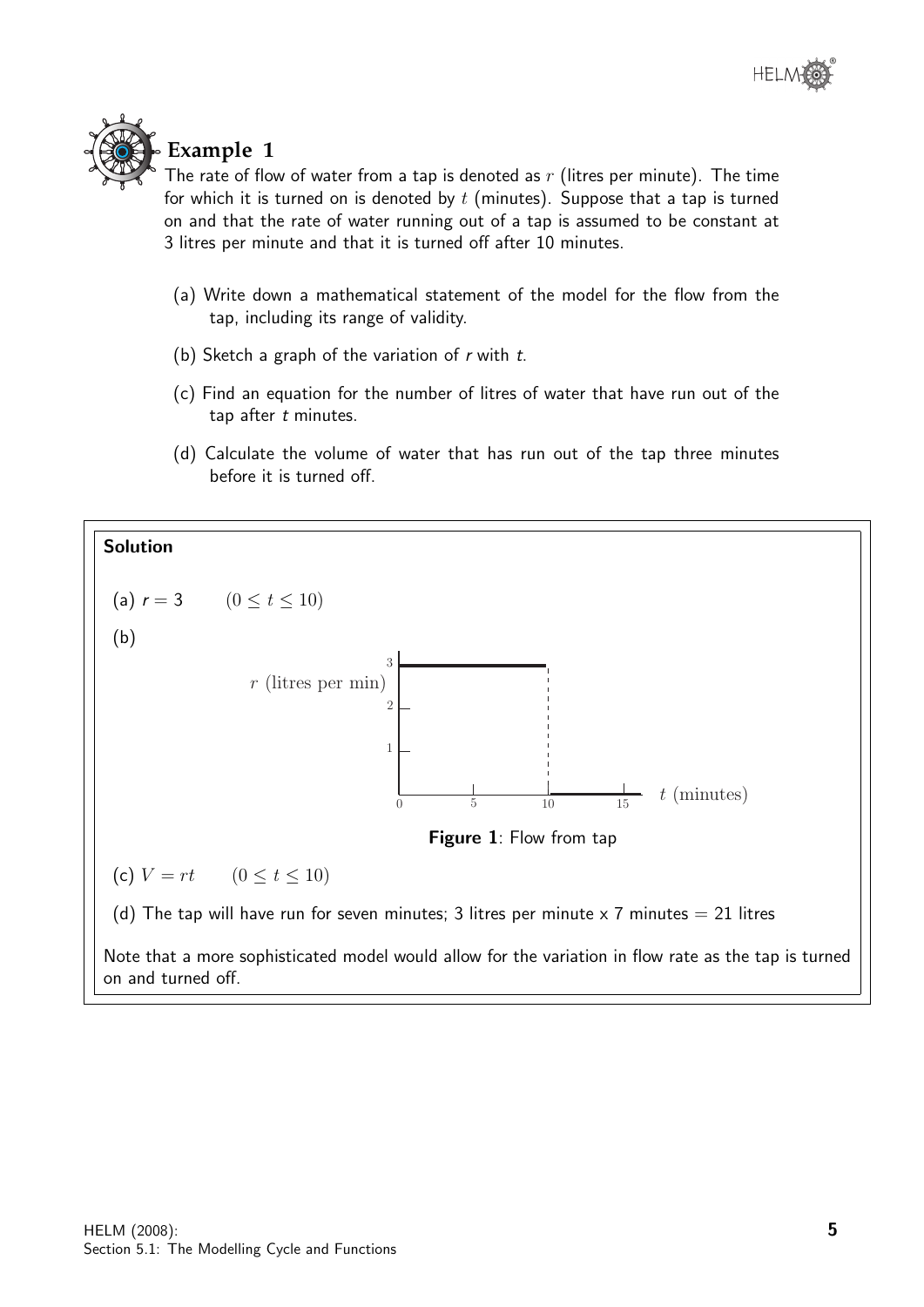## Example 1

The rate of flow of water from a tap is denoted as $r$ (litres per minute). The time for which it is turned on is denoted by $t$ (minutes). Suppose that a tap is turned on and that the rate of water running out of a tap is assumed to be constant at 3 litres per minute and that it is turned off after 10 minutes.

(a) Write down a mathematical statement of the model for the flow from the tap, including its range of validity.

(b) Sketch a graph of the variation of $r$ with $t$.

(c) Find an equation for the number of litres of water that have run out of the tap after $t$ minutes.

(d) Calculate the volume of water that has run out of the tap three minutes before it is turned off.

**Solution**

(a) $r = 3 \qquad (0 \leq t \leq 10)$

(b)

**Figure 1**: Flow from tap

(c) $V = rt \qquad (0 \leq t \leq 10)$

(d) The tap will have run for seven minutes; 3 litres per minute x 7 minutes = 21 litres

Note that a more sophisticated model would allow for the variation in flow rate as the tap is turned on and turned off.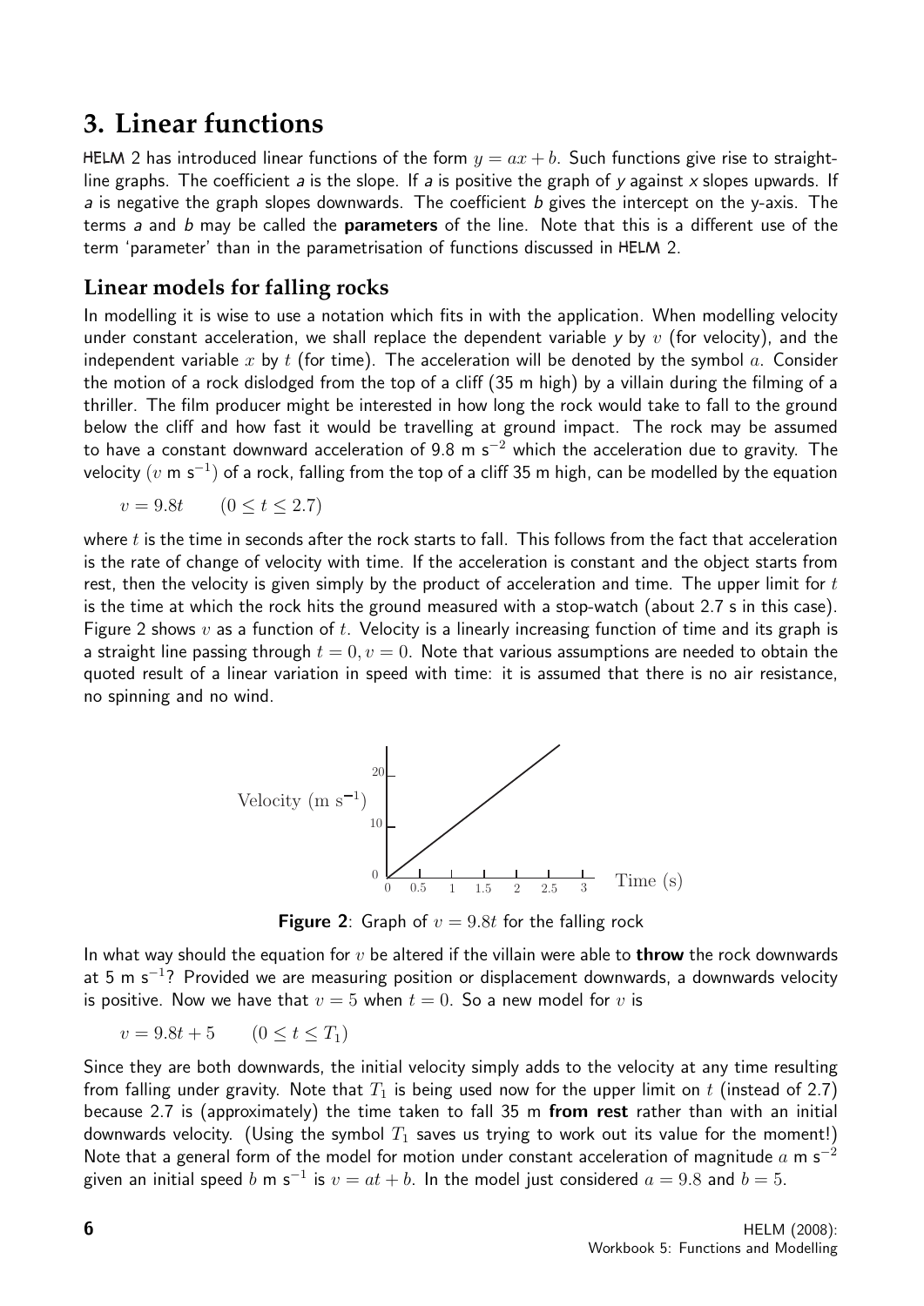# 3. Linear functions

HELM 2 has introduced linear functions of the form $y = ax + b$. Such functions give rise to straight-line graphs. The coefficient $a$ is the slope. If $a$ is positive the graph of $y$ against $x$ slopes upwards. If $a$ is negative the graph slopes downwards. The coefficient $b$ gives the intercept on the y-axis. The terms $a$ and $b$ may be called the **parameters** of the line. Note that this is a different use of the term 'parameter' than in the parametrisation of functions discussed in HELM 2.

## Linear models for falling rocks

In modelling it is wise to use a notation which fits in with the application. When modelling velocity under constant acceleration, we shall replace the dependent variable $y$ by $v$ (for velocity), and the independent variable $x$ by $t$ (for time). The acceleration will be denoted by the symbol $a$. Consider the motion of a rock dislodged from the top of a cliff (35 m high) by a villain during the filming of a thriller. The film producer might be interested in how long the rock would take to fall to the ground below the cliff and how fast it would be travelling at ground impact. The rock may be assumed to have a constant downward acceleration of 9.8 m $s^{-2}$ which the acceleration due to gravity. The velocity ($v$ m $s^{-1}$) of a rock, falling from the top of a cliff 35 m high, can be modelled by the equation

$$v = 9.8t \qquad (0 \leq t \leq 2.7)$$

where $t$ is the time in seconds after the rock starts to fall. This follows from the fact that acceleration is the rate of change of velocity with time. If the acceleration is constant and the object starts from rest, then the velocity is given simply by the product of acceleration and time. The upper limit for $t$ is the time at which the rock hits the ground measured with a stop-watch (about 2.7 s in this case). Figure 2 shows $v$ as a function of $t$. Velocity is a linearly increasing function of time and its graph is a straight line passing through $t = 0, v = 0$. Note that various assumptions are needed to obtain the quoted result of a linear variation in speed with time: it is assumed that there is no air resistance, no spinning and no wind.

**Figure 2**: Graph of $v = 9.8t$ for the falling rock

In what way should the equation for $v$ be altered if the villain were able to **throw** the rock downwards at 5 m $s^{-1}$? Provided we are measuring position or displacement downwards, a downwards velocity is positive. Now we have that $v = 5$ when $t = 0$. So a new model for $v$ is

$$v = 9.8t + 5 \qquad (0 \leq t \leq T_1)$$

Since they are both downwards, the initial velocity simply adds to the velocity at any time resulting from falling under gravity. Note that $T_1$ is being used now for the upper limit on $t$ (instead of 2.7) because 2.7 is (approximately) the time taken to fall 35 m **from rest** rather than with an initial downwards velocity. (Using the symbol $T_1$ saves us trying to work out its value for the moment!) Note that a general form of the model for motion under constant acceleration of magnitude $a$ m $s^{-2}$ given an initial speed $b$ m $s^{-1}$ is $v = at + b$. In the model just considered $a = 9.8$ and $b = 5$.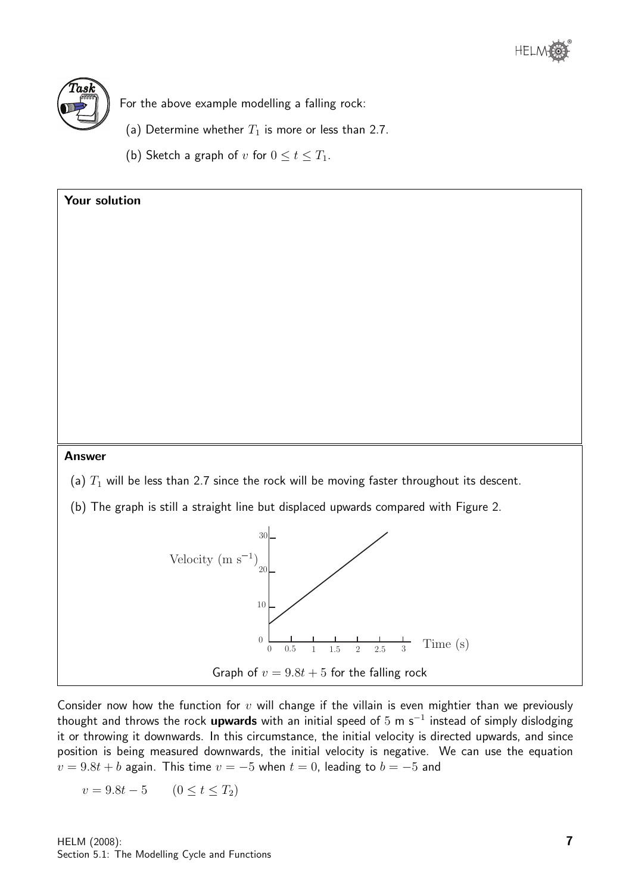**Task**

For the above example modelling a falling rock:

(a) Determine whether $T_1$ is more or less than 2.7.

(b) Sketch a graph of $v$ for $0 \leq t \leq T_1$.

**Your solution**

**Answer**

(a) $T_1$ will be less than 2.7 since the rock will be moving faster throughout its descent.

(b) The graph is still a straight line but displaced upwards compared with Figure 2.

Graph of $v = 9.8t + 5$ for the falling rock

Consider now how the function for $v$ will change if the villain is even mightier than we previously thought and throws the rock **upwards** with an initial speed of 5 m s$^{-1}$ instead of simply dislodging it or throwing it downwards. In this circumstance, the initial velocity is directed upwards, and since position is being measured downwards, the initial velocity is negative. We can use the equation $v = 9.8t + b$ again. This time $v = -5$ when $t = 0$, leading to $b = -5$ and

$$v = 9.8t - 5 \qquad (0 \leq t \leq T_2)$$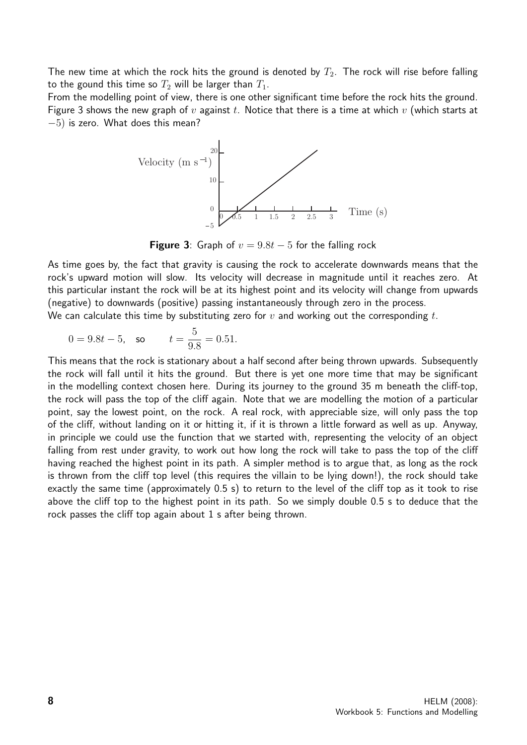The new time at which the rock hits the ground is denoted by $T_2$. The rock will rise before falling to the gound this time so $T_2$ will be larger than $T_1$.

From the modelling point of view, there is one other significant time before the rock hits the ground. Figure 3 shows the new graph of $v$ against $t$. Notice that there is a time at which $v$ (which starts at $-5$) is zero. What does this mean?

**Figure 3**: Graph of $v = 9.8t - 5$ for the falling rock

As time goes by, the fact that gravity is causing the rock to accelerate downwards means that the rock's upward motion will slow. Its velocity will decrease in magnitude until it reaches zero. At this particular instant the rock will be at its highest point and its velocity will change from upwards (negative) to downwards (positive) passing instantaneously through zero in the process.

We can calculate this time by substituting zero for $v$ and working out the corresponding $t$.

$$0 = 9.8t - 5, \quad \text{so} \qquad t = \frac{5}{9.8} = 0.51.$$

This means that the rock is stationary about a half second after being thrown upwards. Subsequently the rock will fall until it hits the ground. But there is yet one more time that may be significant in the modelling context chosen here. During its journey to the ground 35 m beneath the cliff-top, the rock will pass the top of the cliff again. Note that we are modelling the motion of a particular point, say the lowest point, on the rock. A real rock, with appreciable size, will only pass the top of the cliff, without landing on it or hitting it, if it is thrown a little forward as well as up. Anyway, in principle we could use the function that we started with, representing the velocity of an object falling from rest under gravity, to work out how long the rock will take to pass the top of the cliff having reached the highest point in its path. A simpler method is to argue that, as long as the rock is thrown from the cliff top level (this requires the villain to be lying down!), the rock should take exactly the same time (approximately 0.5 s) to return to the level of the cliff top as it took to rise above the cliff top to the highest point in its path. So we simply double 0.5 s to deduce that the rock passes the cliff top again about 1 s after being thrown.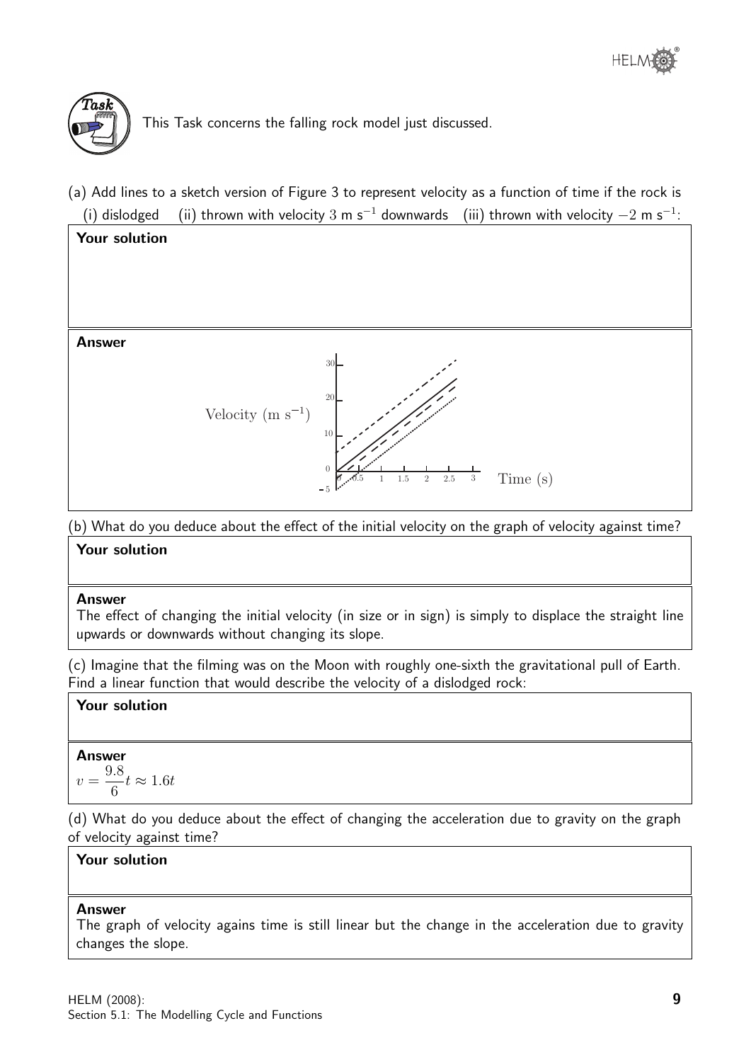**Task**

This Task concerns the falling rock model just discussed.

(a) Add lines to a sketch version of Figure 3 to represent velocity as a function of time if the rock is
(i) dislodged (ii) thrown with velocity $3$ m s$^{-1}$ downwards (iii) thrown with velocity $-2$ m s$^{-1}$:

**Your solution**

**Answer**

Velocity (m s$^{-1}$)

Time (s)

(b) What do you deduce about the effect of the initial velocity on the graph of velocity against time?

**Your solution**

**Answer**

The effect of changing the initial velocity (in size or in sign) is simply to displace the straight line upwards or downwards without changing its slope.

(c) Imagine that the filming was on the Moon with roughly one-sixth the gravitational pull of Earth. Find a linear function that would describe the velocity of a dislodged rock:

**Your solution**

**Answer**

$v = \dfrac{9.8}{6}t \approx 1.6t$

(d) What do you deduce about the effect of changing the acceleration due to gravity on the graph of velocity against time?

**Your solution**

**Answer**

The graph of velocity agains time is still linear but the change in the acceleration due to gravity changes the slope.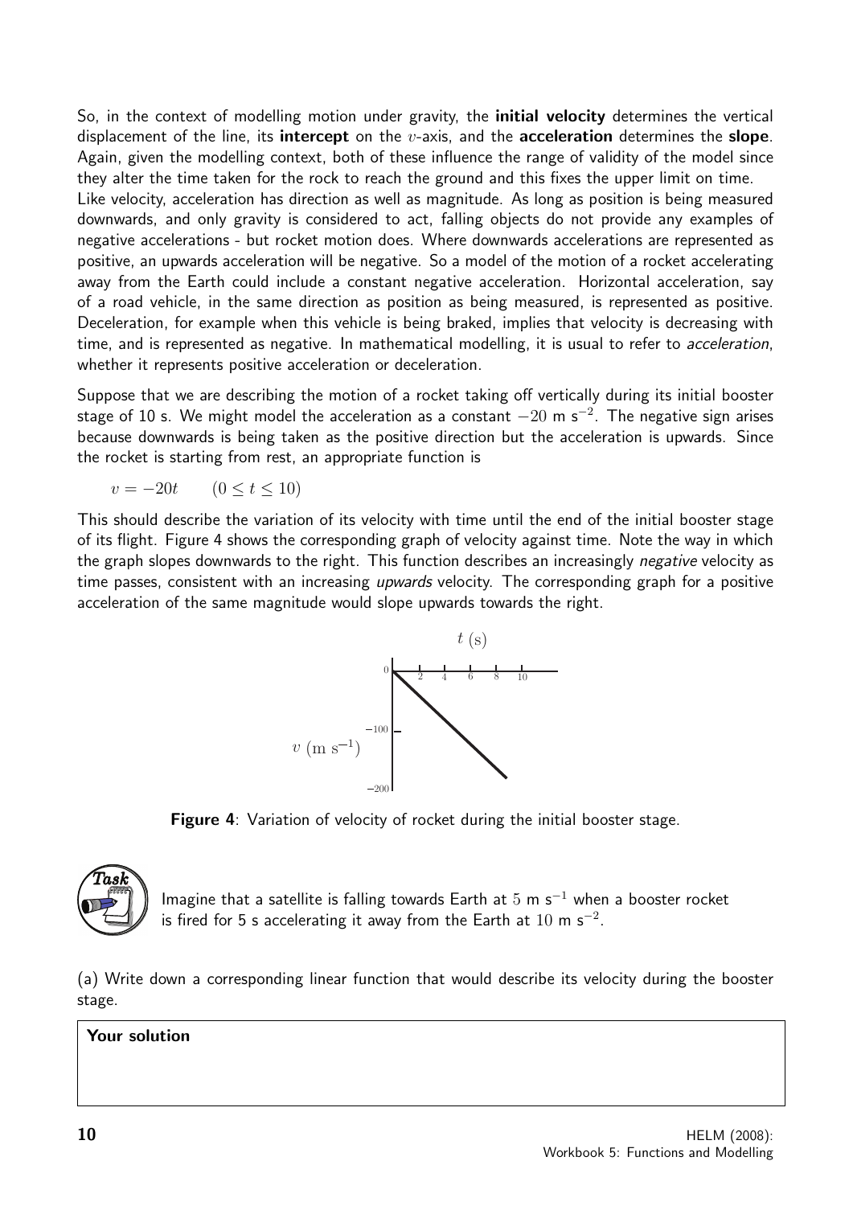So, in the context of modelling motion under gravity, the **initial velocity** determines the vertical displacement of the line, its **intercept** on the $v$-axis, and the **acceleration** determines the **slope**. Again, given the modelling context, both of these influence the range of validity of the model since they alter the time taken for the rock to reach the ground and this fixes the upper limit on time.

Like velocity, acceleration has direction as well as magnitude. As long as position is being measured downwards, and only gravity is considered to act, falling objects do not provide any examples of negative accelerations - but rocket motion does. Where downwards accelerations are represented as positive, an upwards acceleration will be negative. So a model of the motion of a rocket accelerating away from the Earth could include a constant negative acceleration. Horizontal acceleration, say of a road vehicle, in the same direction as position as being measured, is represented as positive. Deceleration, for example when this vehicle is being braked, implies that velocity is decreasing with time, and is represented as negative. In mathematical modelling, it is usual to refer to *acceleration*, whether it represents positive acceleration or deceleration.

Suppose that we are describing the motion of a rocket taking off vertically during its initial booster stage of 10 s. We might model the acceleration as a constant $-20$ m s$^{-2}$. The negative sign arises because downwards is being taken as the positive direction but the acceleration is upwards. Since the rocket is starting from rest, an appropriate function is

$$v = -20t \qquad (0 \leq t \leq 10)$$

This should describe the variation of its velocity with time until the end of the initial booster stage of its flight. Figure 4 shows the corresponding graph of velocity against time. Note the way in which the graph slopes downwards to the right. This function describes an increasingly *negative* velocity as time passes, consistent with an increasing *upwards* velocity. The corresponding graph for a positive acceleration of the same magnitude would slope upwards towards the right.

**Figure 4**: Variation of velocity of rocket during the initial booster stage.

**Task**

Imagine that a satellite is falling towards Earth at $5$ m s$^{-1}$ when a booster rocket is fired for 5 s accelerating it away from the Earth at $10$ m s$^{-2}$.

(a) Write down a corresponding linear function that would describe its velocity during the booster stage.

**Your solution**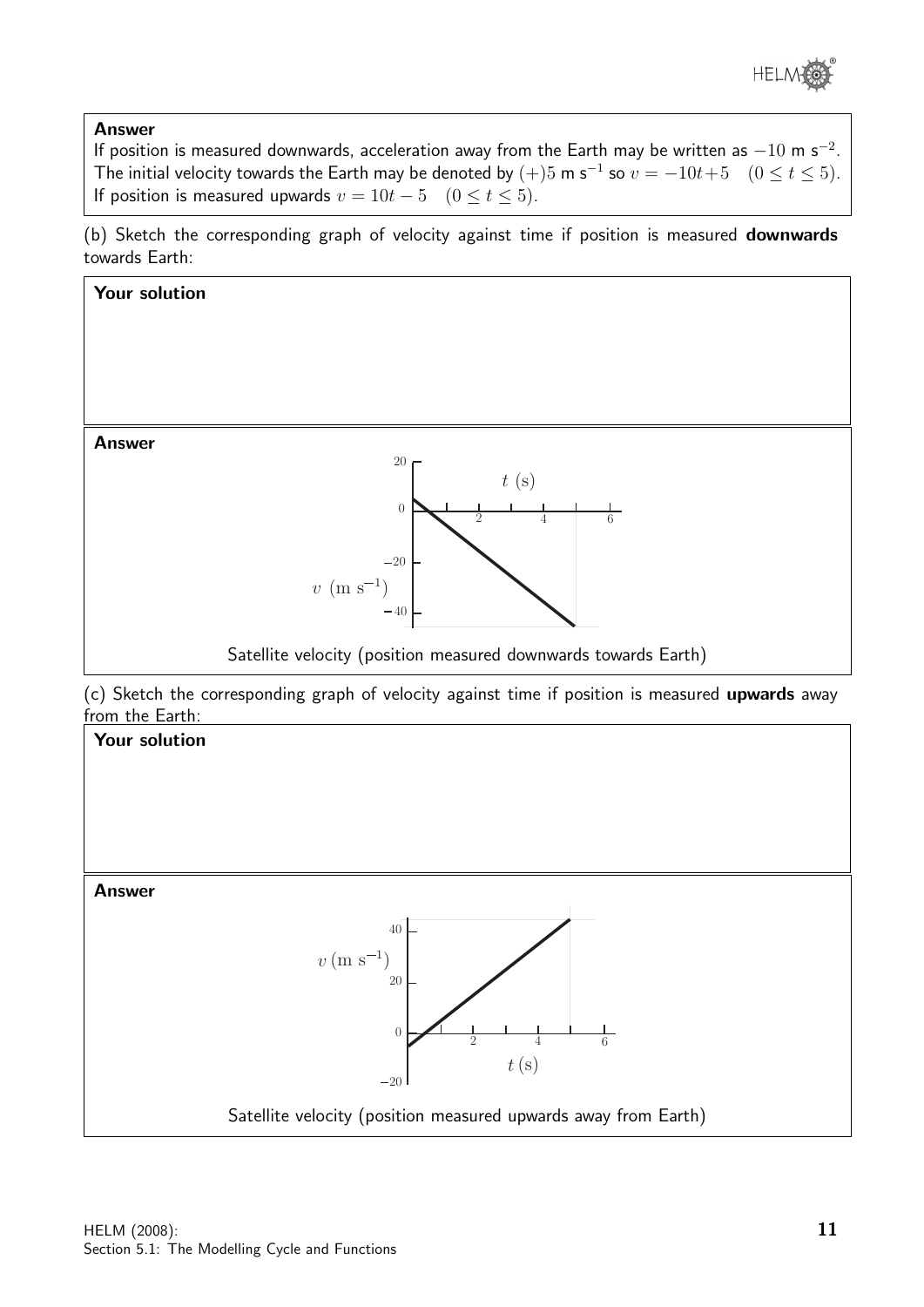**Answer**

If position is measured downwards, acceleration away from the Earth may be written as $-10$ m s$^{-2}$. The initial velocity towards the Earth may be denoted by $(+)5$ m s$^{-1}$ so $v = -10t + 5 \quad (0 \leq t \leq 5)$. If position is measured upwards $v = 10t - 5 \quad (0 \leq t \leq 5)$.

(b) Sketch the corresponding graph of velocity against time if position is measured **downwards** towards Earth:

**Your solution**

**Answer**

Satellite velocity (position measured downwards towards Earth)

(c) Sketch the corresponding graph of velocity against time if position is measured **upwards** away from the Earth:

**Your solution**

**Answer**

Satellite velocity (position measured upwards away from Earth)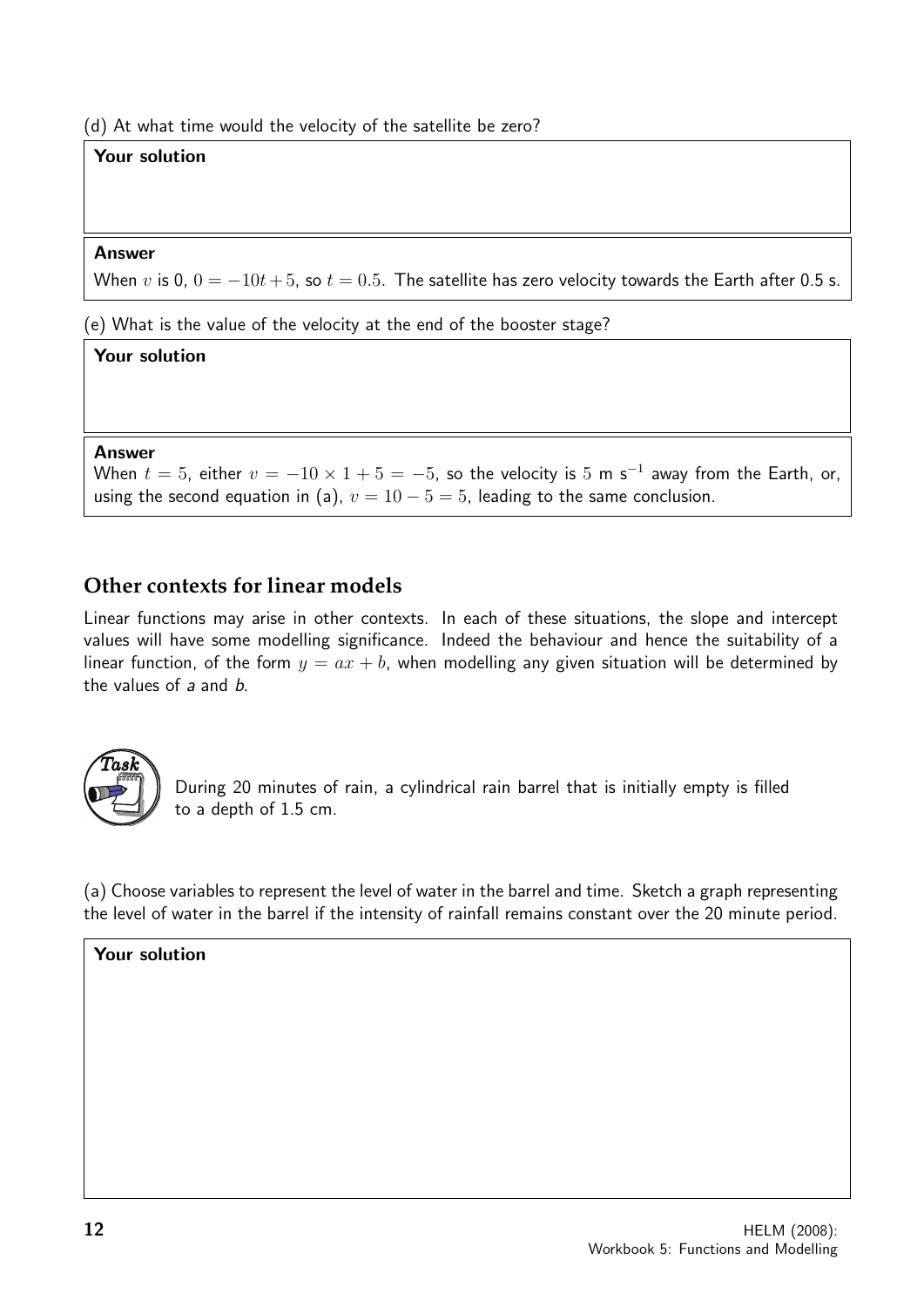(d) At what time would the velocity of the satellite be zero?

**Your solution**

**Answer**

When $v$ is 0, $0 = -10t + 5$, so $t = 0.5$. The satellite has zero velocity towards the Earth after 0.5 s.

(e) What is the value of the velocity at the end of the booster stage?

**Your solution**

**Answer**

When $t = 5$, either $v = -10 \times 1 + 5 = -5$, so the velocity is 5 m s$^{-1}$ away from the Earth, or, using the second equation in (a), $v = 10 - 5 = 5$, leading to the same conclusion.

## Other contexts for linear models

Linear functions may arise in other contexts. In each of these situations, the slope and intercept values will have some modelling significance. Indeed the behaviour and hence the suitability of a linear function, of the form $y = ax + b$, when modelling any given situation will be determined by the values of *a* and *b*.

**Task**

During 20 minutes of rain, a cylindrical rain barrel that is initially empty is filled to a depth of 1.5 cm.

(a) Choose variables to represent the level of water in the barrel and time. Sketch a graph representing the level of water in the barrel if the intensity of rainfall remains constant over the 20 minute period.

**Your solution**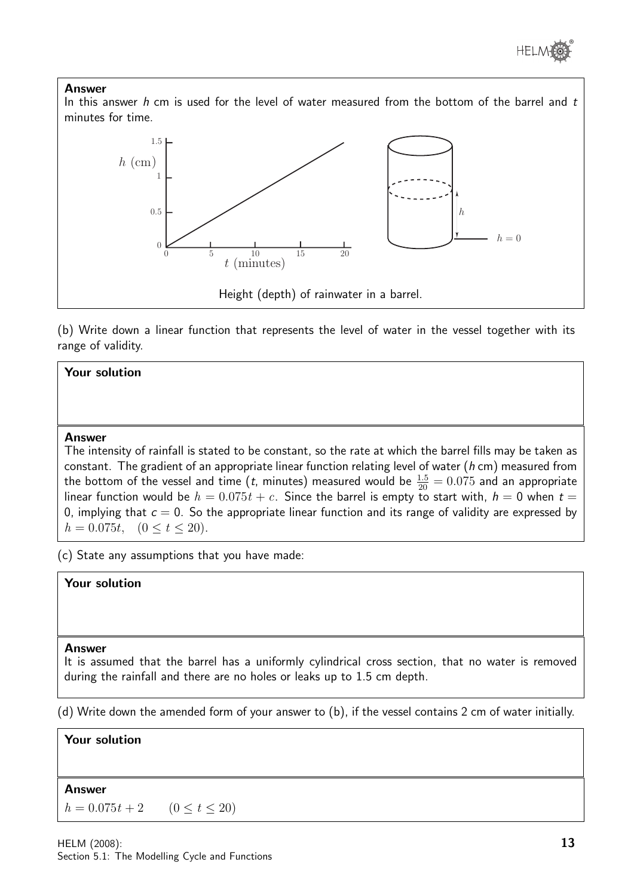**Answer**

In this answer $h$ cm is used for the level of water measured from the bottom of the barrel and $t$ minutes for time.

Height (depth) of rainwater in a barrel.

(b) Write down a linear function that represents the level of water in the vessel together with its range of validity.

**Your solution**

**Answer**

The intensity of rainfall is stated to be constant, so the rate at which the barrel fills may be taken as constant. The gradient of an appropriate linear function relating level of water ($h$ cm) measured from the bottom of the vessel and time ($t$, minutes) measured would be $\frac{1.5}{20} = 0.075$ and an appropriate linear function would be $h = 0.075t + c$. Since the barrel is empty to start with, $h = 0$ when $t = 0$, implying that $c = 0$. So the appropriate linear function and its range of validity are expressed by $h = 0.075t, \quad (0 \leq t \leq 20)$.

(c) State any assumptions that you have made:

**Your solution**

**Answer**

It is assumed that the barrel has a uniformly cylindrical cross section, that no water is removed during the rainfall and there are no holes or leaks up to 1.5 cm depth.

(d) Write down the amended form of your answer to (b), if the vessel contains 2 cm of water initially.

**Your solution**

**Answer**

$h = 0.075t + 2 \qquad (0 \leq t \leq 20)$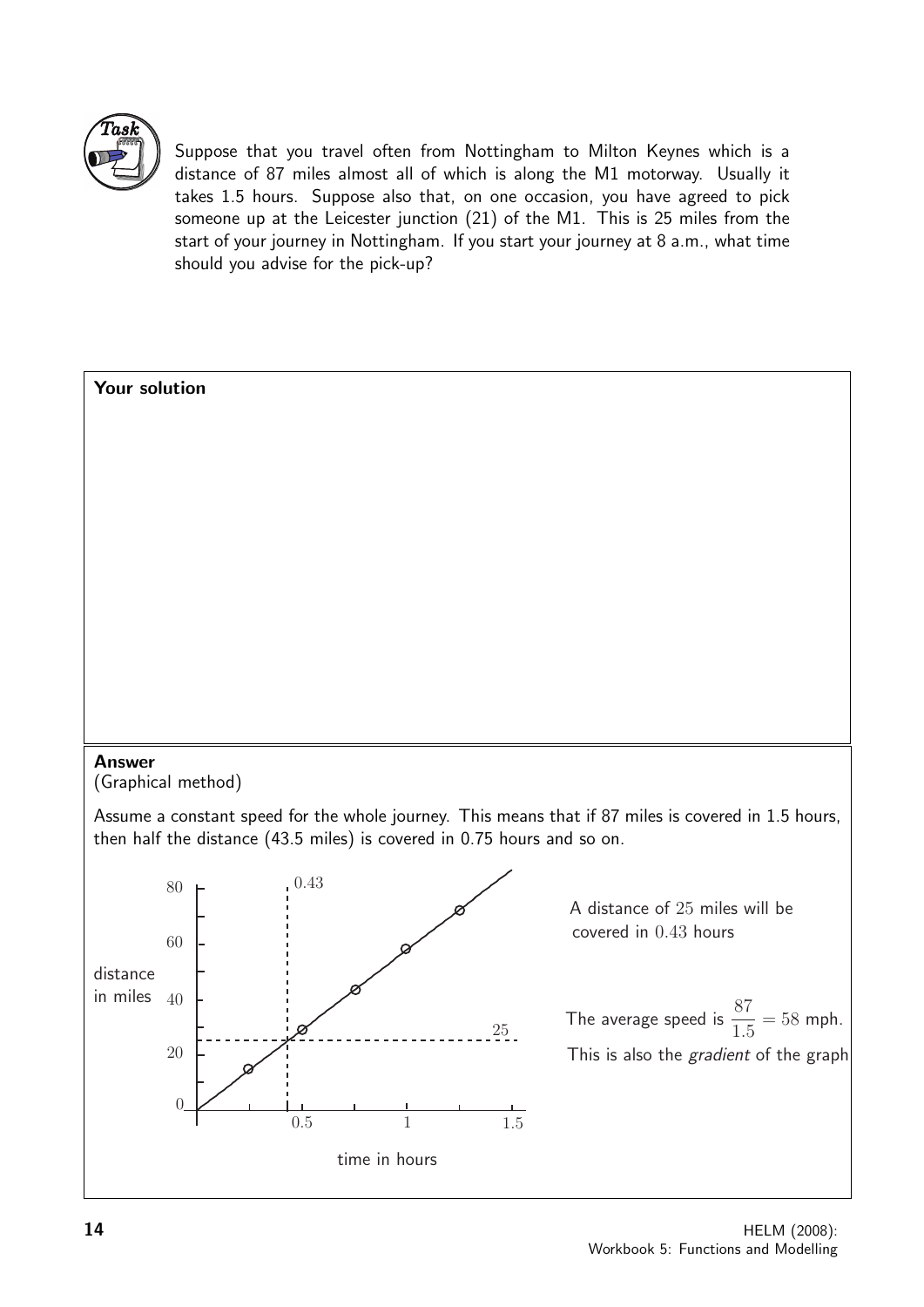**Task**

Suppose that you travel often from Nottingham to Milton Keynes which is a distance of 87 miles almost all of which is along the M1 motorway. Usually it takes 1.5 hours. Suppose also that, on one occasion, you have agreed to pick someone up at the Leicester junction (21) of the M1. This is 25 miles from the start of your journey in Nottingham. If you start your journey at 8 a.m., what time should you advise for the pick-up?

**Your solution**

**Answer**

(Graphical method)

Assume a constant speed for the whole journey. This means that if 87 miles is covered in 1.5 hours, then half the distance (43.5 miles) is covered in 0.75 hours and so on.

A distance of 25 miles will be covered in 0.43 hours

The average speed is $\frac{87}{1.5} = 58$ mph.

This is also the *gradient* of the graph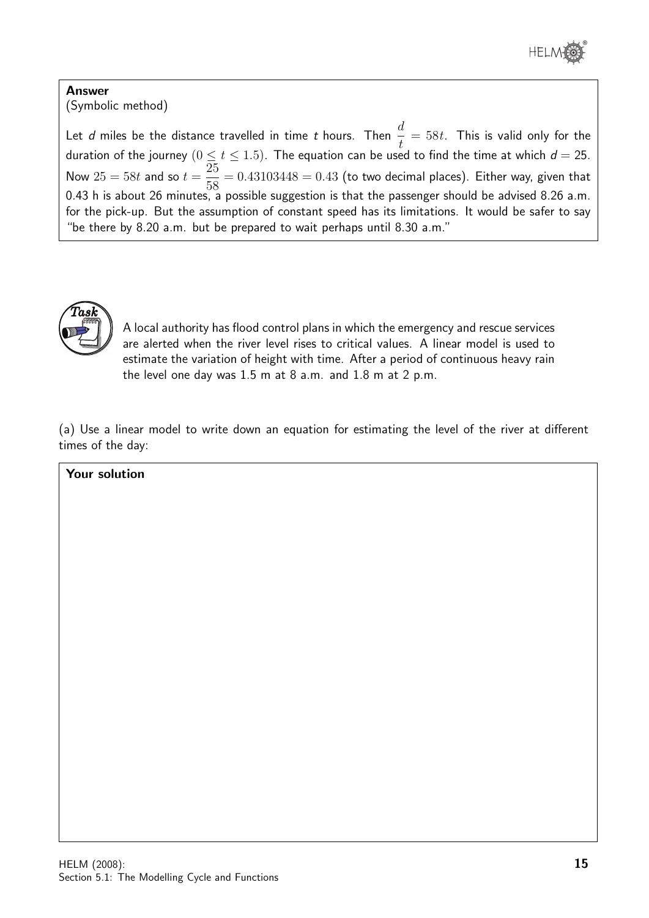**Answer**
(Symbolic method)

Let $d$ miles be the distance travelled in time $t$ hours. Then $\dfrac{d}{t} = 58t$. This is valid only for the duration of the journey $(0 \leq t \leq 1.5)$. The equation can be used to find the time at which $d = 25$. Now $25 = 58t$ and so $t = \dfrac{25}{58} = 0.43103448 = 0.43$ (to two decimal places). Either way, given that 0.43 h is about 26 minutes, a possible suggestion is that the passenger should be advised 8.26 a.m. for the pick-up. But the assumption of constant speed has its limitations. It would be safer to say "be there by 8.20 a.m. but be prepared to wait perhaps until 8.30 a.m."

**Task**

A local authority has flood control plans in which the emergency and rescue services are alerted when the river level rises to critical values. A linear model is used to estimate the variation of height with time. After a period of continuous heavy rain the level one day was 1.5 m at 8 a.m. and 1.8 m at 2 p.m.

(a) Use a linear model to write down an equation for estimating the level of the river at different times of the day:

**Your solution**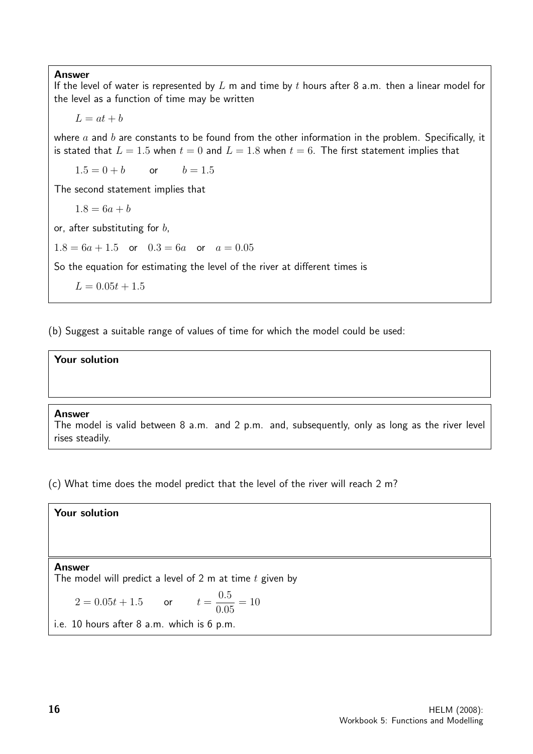**Answer**

If the level of water is represented by $L$ m and time by $t$ hours after 8 a.m. then a linear model for the level as a function of time may be written

$$L = at + b$$

where $a$ and $b$ are constants to be found from the other information in the problem. Specifically, it is stated that $L = 1.5$ when $t = 0$ and $L = 1.8$ when $t = 6$. The first statement implies that

$$1.5 = 0 + b \qquad \text{or} \qquad b = 1.5$$

The second statement implies that

$$1.8 = 6a + b$$

or, after substituting for $b$,

$$1.8 = 6a + 1.5 \quad \text{or} \quad 0.3 = 6a \quad \text{or} \quad a = 0.05$$

So the equation for estimating the level of the river at different times is

$$L = 0.05t + 1.5$$

(b) Suggest a suitable range of values of time for which the model could be used:

**Your solution**

**Answer**

The model is valid between 8 a.m. and 2 p.m. and, subsequently, only as long as the river level rises steadily.

(c) What time does the model predict that the level of the river will reach 2 m?

**Your solution**

**Answer**

The model will predict a level of 2 m at time $t$ given by

$$2 = 0.05t + 1.5 \qquad \text{or} \qquad t = \frac{0.5}{0.05} = 10$$

i.e. 10 hours after 8 a.m. which is 6 p.m.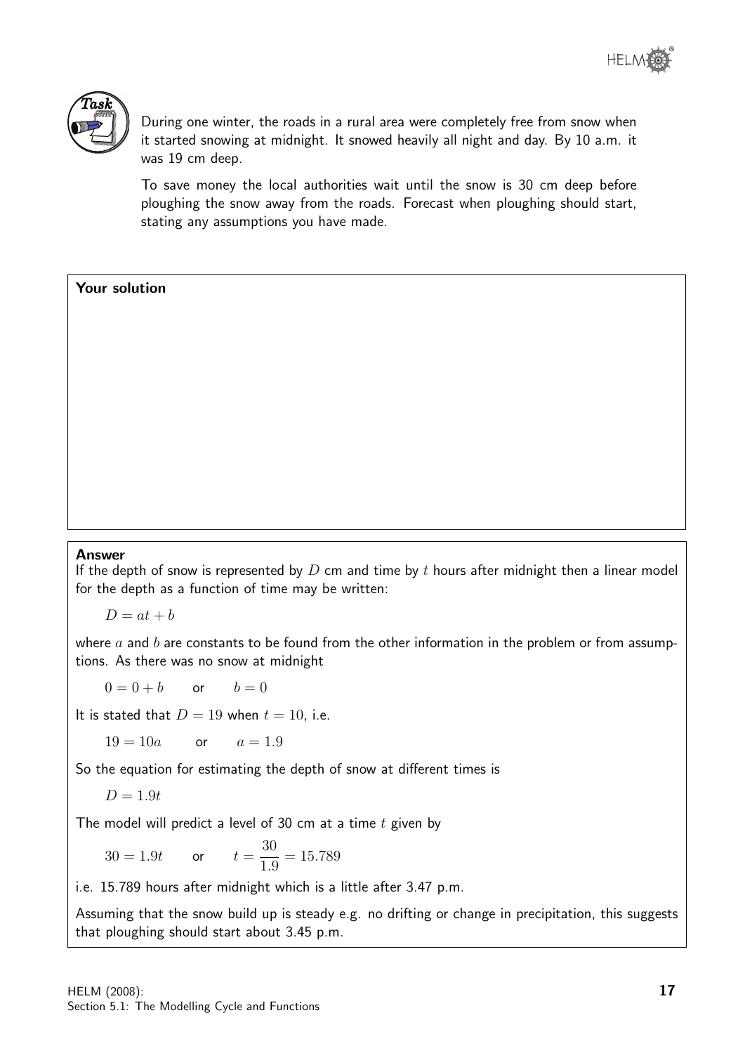**Task**

During one winter, the roads in a rural area were completely free from snow when it started snowing at midnight. It snowed heavily all night and day. By 10 a.m. it was 19 cm deep.

To save money the local authorities wait until the snow is 30 cm deep before ploughing the snow away from the roads. Forecast when ploughing should start, stating any assumptions you have made.

**Your solution**

**Answer**

If the depth of snow is represented by $D$ cm and time by $t$ hours after midnight then a linear model for the depth as a function of time may be written:

$$D = at + b$$

where $a$ and $b$ are constants to be found from the other information in the problem or from assumptions. As there was no snow at midnight

$$0 = 0 + b \qquad \text{or} \qquad b = 0$$

It is stated that $D = 19$ when $t = 10$, i.e.

$$19 = 10a \qquad \text{or} \qquad a = 1.9$$

So the equation for estimating the depth of snow at different times is

$$D = 1.9t$$

The model will predict a level of 30 cm at a time $t$ given by

$$30 = 1.9t \qquad \text{or} \qquad t = \frac{30}{1.9} = 15.789$$

i.e. 15.789 hours after midnight which is a little after 3.47 p.m.

Assuming that the snow build up is steady e.g. no drifting or change in precipitation, this suggests that ploughing should start about 3.45 p.m.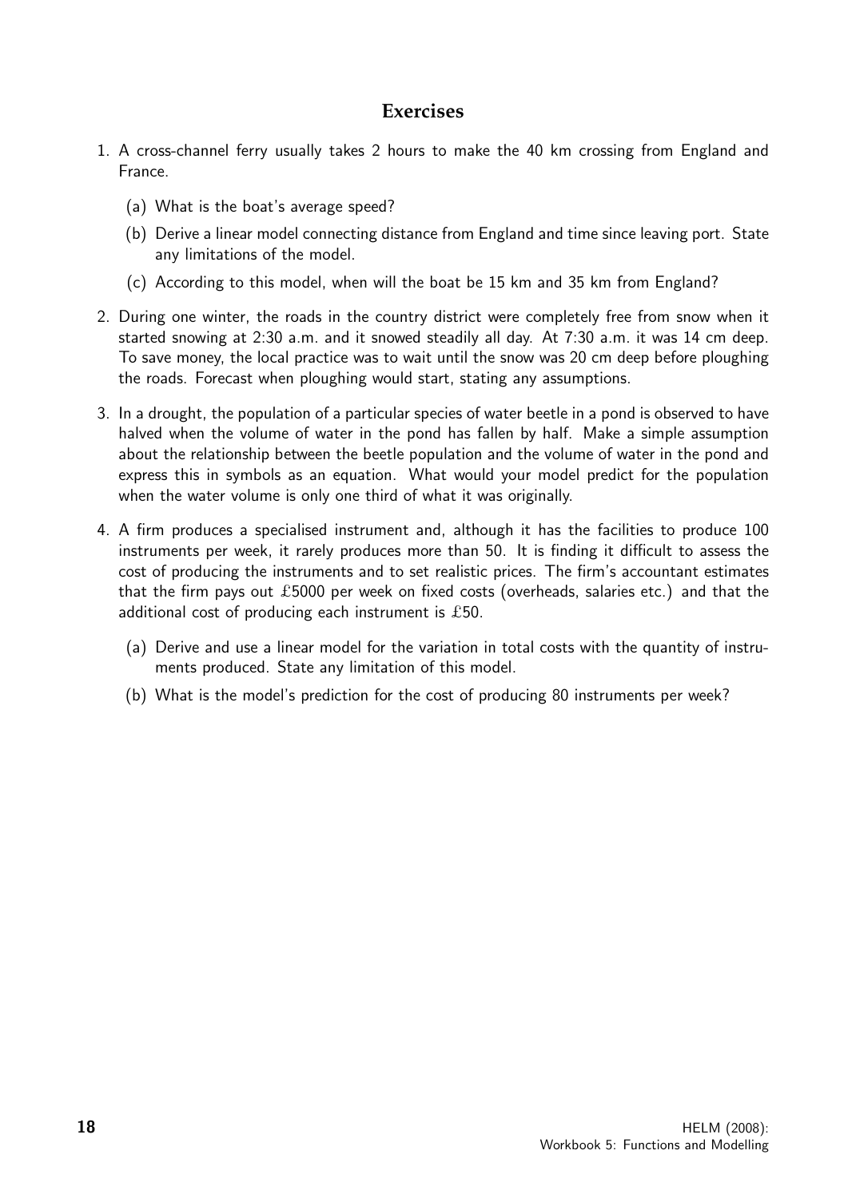## Exercises

1. A cross-channel ferry usually takes 2 hours to make the 40 km crossing from England and France.

   (a) What is the boat's average speed?

   (b) Derive a linear model connecting distance from England and time since leaving port. State any limitations of the model.

   (c) According to this model, when will the boat be 15 km and 35 km from England?

2. During one winter, the roads in the country district were completely free from snow when it started snowing at 2:30 a.m. and it snowed steadily all day. At 7:30 a.m. it was 14 cm deep. To save money, the local practice was to wait until the snow was 20 cm deep before ploughing the roads. Forecast when ploughing would start, stating any assumptions.

3. In a drought, the population of a particular species of water beetle in a pond is observed to have halved when the volume of water in the pond has fallen by half. Make a simple assumption about the relationship between the beetle population and the volume of water in the pond and express this in symbols as an equation. What would your model predict for the population when the water volume is only one third of what it was originally.

4. A firm produces a specialised instrument and, although it has the facilities to produce 100 instruments per week, it rarely produces more than 50. It is finding it difficult to assess the cost of producing the instruments and to set realistic prices. The firm's accountant estimates that the firm pays out £5000 per week on fixed costs (overheads, salaries etc.) and that the additional cost of producing each instrument is £50.

   (a) Derive and use a linear model for the variation in total costs with the quantity of instruments produced. State any limitation of this model.

   (b) What is the model's prediction for the cost of producing 80 instruments per week?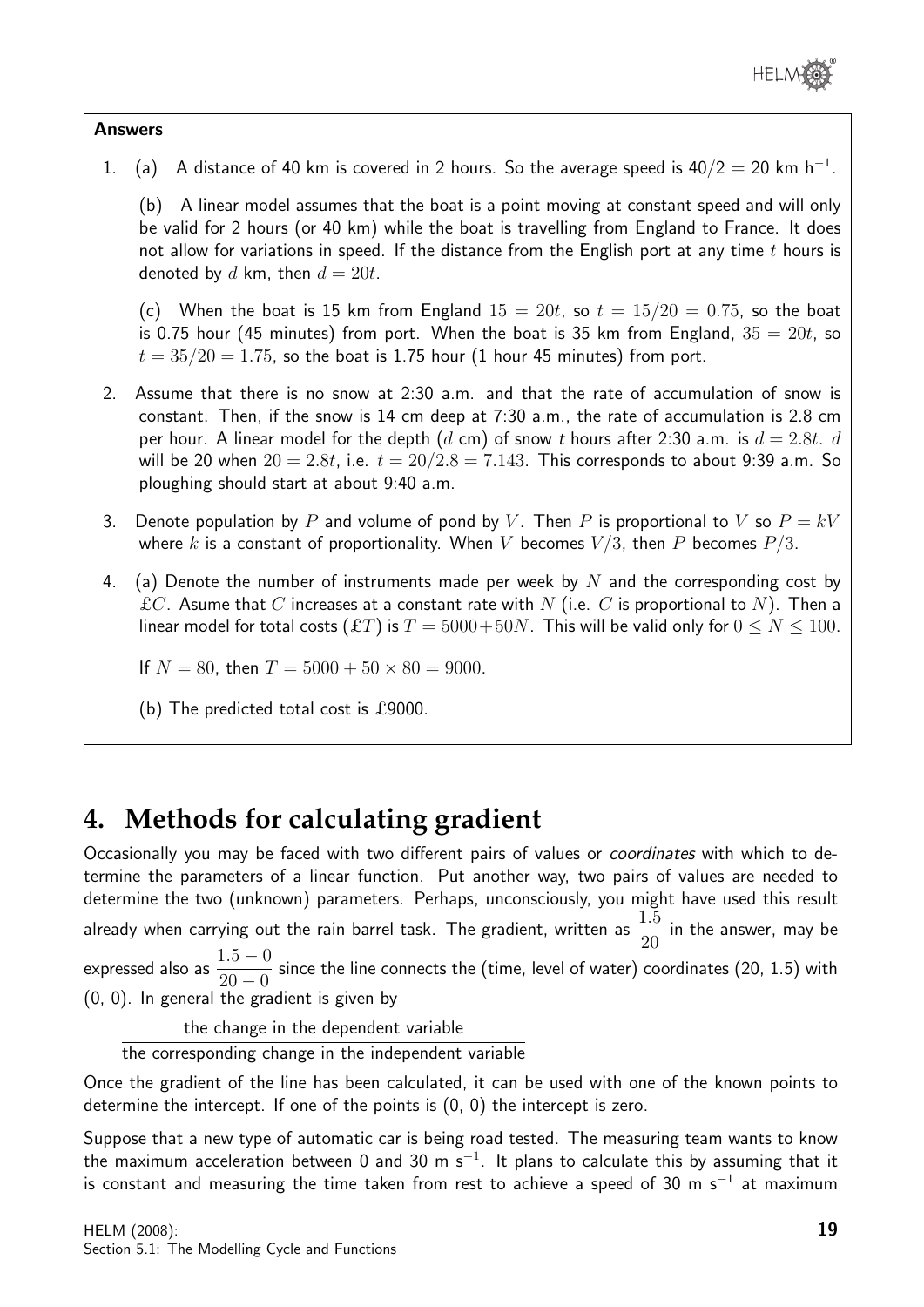**Answers**

1. (a) A distance of 40 km is covered in 2 hours. So the average speed is $40/2 = 20$ km h$^{-1}$.

   (b) A linear model assumes that the boat is a point moving at constant speed and will only be valid for 2 hours (or 40 km) while the boat is travelling from England to France. It does not allow for variations in speed. If the distance from the English port at any time $t$ hours is denoted by $d$ km, then $d = 20t$.

   (c) When the boat is 15 km from England $15 = 20t$, so $t = 15/20 = 0.75$, so the boat is 0.75 hour (45 minutes) from port. When the boat is 35 km from England, $35 = 20t$, so $t = 35/20 = 1.75$, so the boat is 1.75 hour (1 hour 45 minutes) from port.

2. Assume that there is no snow at 2:30 a.m. and that the rate of accumulation of snow is constant. Then, if the snow is 14 cm deep at 7:30 a.m., the rate of accumulation is 2.8 cm per hour. A linear model for the depth ($d$ cm) of snow $t$ hours after 2:30 a.m. is $d = 2.8t$. $d$ will be 20 when $20 = 2.8t$, i.e. $t = 20/2.8 = 7.143$. This corresponds to about 9:39 a.m. So ploughing should start at about 9:40 a.m.

3. Denote population by $P$ and volume of pond by $V$. Then $P$ is proportional to $V$ so $P = kV$ where $k$ is a constant of proportionality. When $V$ becomes $V/3$, then $P$ becomes $P/3$.

4. (a) Denote the number of instruments made per week by $N$ and the corresponding cost by £$C$. Asume that $C$ increases at a constant rate with $N$ (i.e. $C$ is proportional to $N$). Then a linear model for total costs (£$T$) is $T = 5000+50N$. This will be valid only for $0 \leq N \leq 100$.

   If $N = 80$, then $T = 5000 + 50 \times 80 = 9000$.

   (b) The predicted total cost is £9000.

## 4. Methods for calculating gradient

Occasionally you may be faced with two different pairs of values or *coordinates* with which to determine the parameters of a linear function. Put another way, two pairs of values are needed to determine the two (unknown) parameters. Perhaps, unconsciously, you might have used this result already when carrying out the rain barrel task. The gradient, written as $\frac{1.5}{20}$ in the answer, may be expressed also as $\frac{1.5-0}{20-0}$ since the line connects the (time, level of water) coordinates (20, 1.5) with (0, 0). In general the gradient is given by

$$\frac{\text{the change in the dependent variable}}{\text{the corresponding change in the independent variable}}$$

Once the gradient of the line has been calculated, it can be used with one of the known points to determine the intercept. If one of the points is (0, 0) the intercept is zero.

Suppose that a new type of automatic car is being road tested. The measuring team wants to know the maximum acceleration between 0 and 30 m s$^{-1}$. It plans to calculate this by assuming that it is constant and measuring the time taken from rest to achieve a speed of 30 m s$^{-1}$ at maximum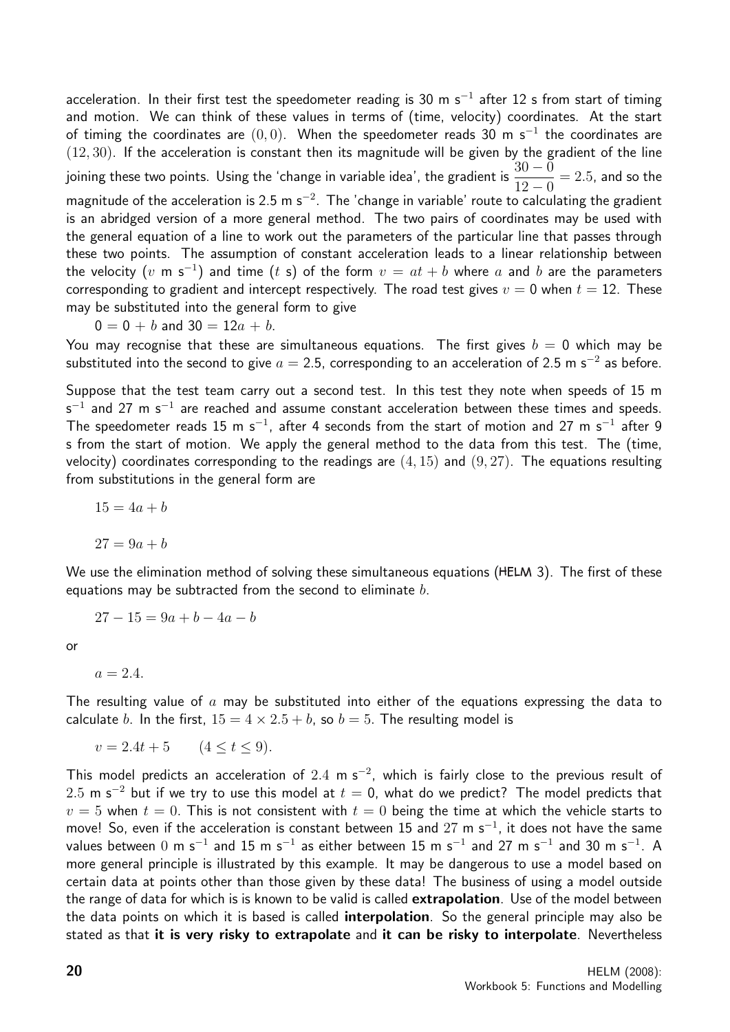acceleration. In their first test the speedometer reading is 30 m s$^{-1}$ after 12 s from start of timing and motion. We can think of these values in terms of (time, velocity) coordinates. At the start of timing the coordinates are $(0, 0)$. When the speedometer reads 30 m s$^{-1}$ the coordinates are $(12, 30)$. If the acceleration is constant then its magnitude will be given by the gradient of the line joining these two points. Using the 'change in variable idea', the gradient is $\dfrac{30-0}{12-0} = 2.5$, and so the magnitude of the acceleration is 2.5 m s$^{-2}$. The 'change in variable' route to calculating the gradient is an abridged version of a more general method. The two pairs of coordinates may be used with the general equation of a line to work out the parameters of the particular line that passes through these two points. The assumption of constant acceleration leads to a linear relationship between the velocity ($v$ m s$^{-1}$) and time ($t$ s) of the form $v = at + b$ where $a$ and $b$ are the parameters corresponding to gradient and intercept respectively. The road test gives $v = 0$ when $t = 12$. These may be substituted into the general form to give

$0 = 0 + b$ and $30 = 12a + b$.

You may recognise that these are simultaneous equations. The first gives $b = 0$ which may be substituted into the second to give $a = 2.5$, corresponding to an acceleration of 2.5 m s$^{-2}$ as before.

Suppose that the test team carry out a second test. In this test they note when speeds of 15 m s$^{-1}$ and 27 m s$^{-1}$ are reached and assume constant acceleration between these times and speeds. The speedometer reads 15 m s$^{-1}$, after 4 seconds from the start of motion and 27 m s$^{-1}$ after 9 s from the start of motion. We apply the general method to the data from this test. The (time, velocity) coordinates corresponding to the readings are $(4, 15)$ and $(9, 27)$. The equations resulting from substitutions in the general form are

$$15 = 4a + b$$

$$27 = 9a + b$$

We use the elimination method of solving these simultaneous equations (HELM 3). The first of these equations may be subtracted from the second to eliminate $b$.

$$27 - 15 = 9a + b - 4a - b$$

or

$$a = 2.4.$$

The resulting value of $a$ may be substituted into either of the equations expressing the data to calculate $b$. In the first, $15 = 4 \times 2.5 + b$, so $b = 5$. The resulting model is

$$v = 2.4t + 5 \qquad (4 \leq t \leq 9).$$

This model predicts an acceleration of $2.4$ m s$^{-2}$, which is fairly close to the previous result of $2.5$ m s$^{-2}$ but if we try to use this model at $t = 0$, what do we predict? The model predicts that $v = 5$ when $t = 0$. This is not consistent with $t = 0$ being the time at which the vehicle starts to move! So, even if the acceleration is constant between 15 and $27$ m s$^{-1}$, it does not have the same values between $0$ m s$^{-1}$ and 15 m s$^{-1}$ as either between 15 m s$^{-1}$ and 27 m s$^{-1}$ and 30 m s$^{-1}$. A more general principle is illustrated by this example. It may be dangerous to use a model based on certain data at points other than those given by these data! The business of using a model outside the range of data for which is is known to be valid is called **extrapolation**. Use of the model between the data points on which it is based is called **interpolation**. So the general principle may also be stated as that **it is very risky to extrapolate** and **it can be risky to interpolate**. Nevertheless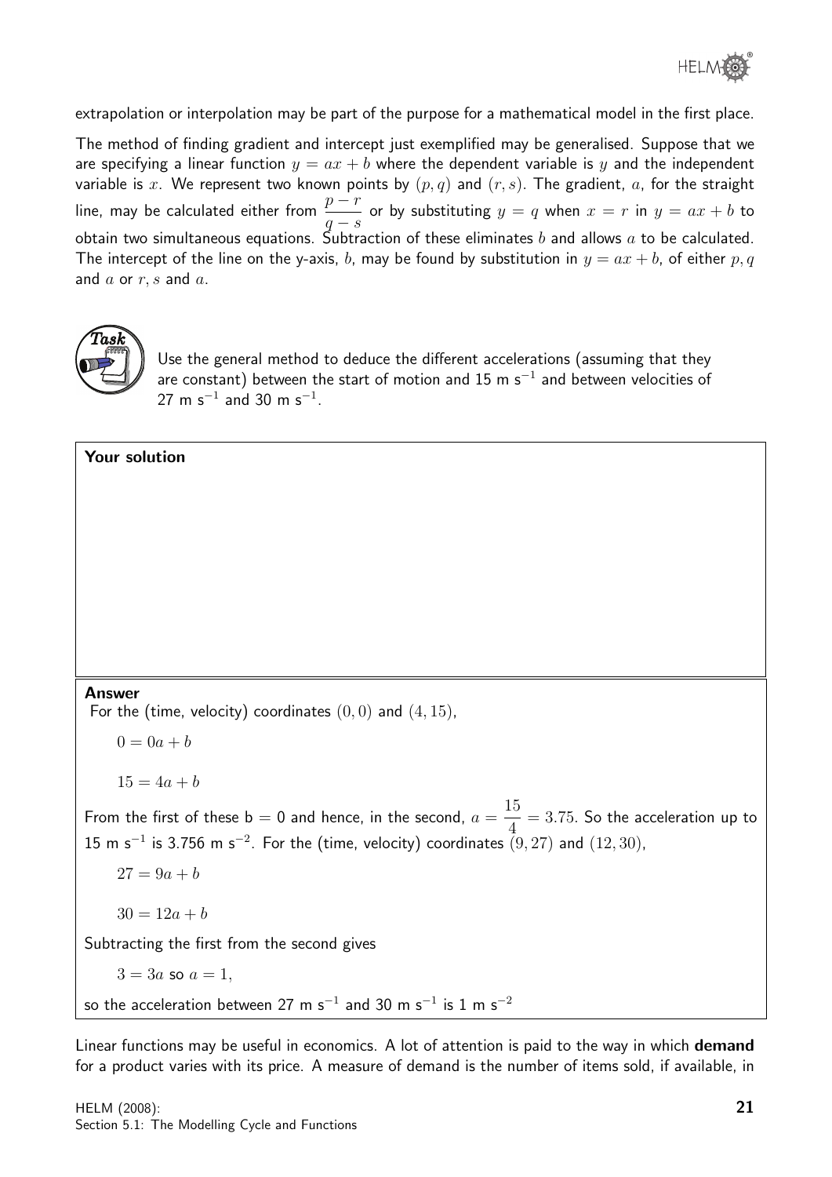extrapolation or interpolation may be part of the purpose for a mathematical model in the first place.

The method of finding gradient and intercept just exemplified may be generalised. Suppose that we are specifying a linear function $y = ax + b$ where the dependent variable is $y$ and the independent variable is $x$. We represent two known points by $(p, q)$ and $(r, s)$. The gradient, $a$, for the straight line, may be calculated either from $\dfrac{p-r}{q-s}$ or by substituting $y = q$ when $x = r$ in $y = ax + b$ to obtain two simultaneous equations. Subtraction of these eliminates $b$ and allows $a$ to be calculated. The intercept of the line on the y-axis, $b$, may be found by substitution in $y = ax + b$, of either $p, q$ and $a$ or $r, s$ and $a$.

**Task**

Use the general method to deduce the different accelerations (assuming that they are constant) between the start of motion and 15 m s$^{-1}$ and between velocities of 27 m s$^{-1}$ and 30 m s$^{-1}$.

**Your solution**

**Answer**

For the (time, velocity) coordinates $(0, 0)$ and $(4, 15)$,

$$0 = 0a + b$$

$$15 = 4a + b$$

From the first of these b = 0 and hence, in the second, $a = \dfrac{15}{4} = 3.75$. So the acceleration up to 15 m s$^{-1}$ is 3.756 m s$^{-2}$. For the (time, velocity) coordinates $(9, 27)$ and $(12, 30)$,

$$27 = 9a + b$$

$$30 = 12a + b$$

Subtracting the first from the second gives

$3 = 3a$ so $a = 1$,

so the acceleration between 27 m s$^{-1}$ and 30 m s$^{-1}$ is 1 m s$^{-2}$

Linear functions may be useful in economics. A lot of attention is paid to the way in which **demand** for a product varies with its price. A measure of demand is the number of items sold, if available, in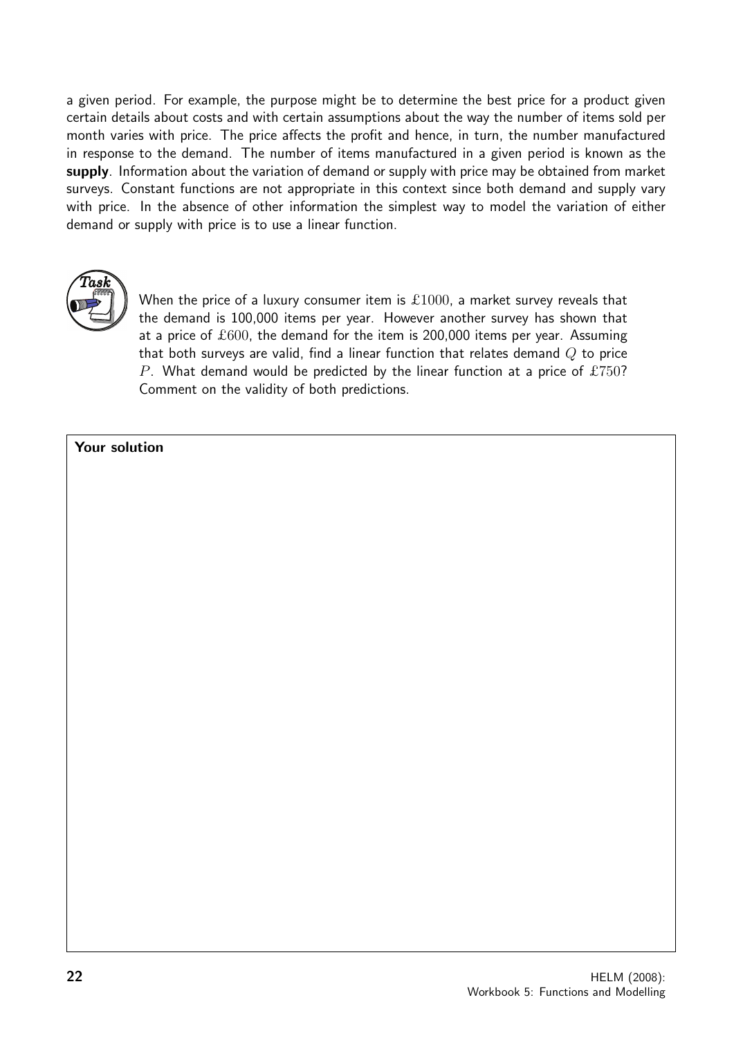a given period. For example, the purpose might be to determine the best price for a product given certain details about costs and with certain assumptions about the way the number of items sold per month varies with price. The price affects the profit and hence, in turn, the number manufactured in response to the demand. The number of items manufactured in a given period is known as the **supply**. Information about the variation of demand or supply with price may be obtained from market surveys. Constant functions are not appropriate in this context since both demand and supply vary with price. In the absence of other information the simplest way to model the variation of either demand or supply with price is to use a linear function.

**Task**

When the price of a luxury consumer item is £$1000$, a market survey reveals that the demand is 100,000 items per year. However another survey has shown that at a price of £$600$, the demand for the item is 200,000 items per year. Assuming that both surveys are valid, find a linear function that relates demand $Q$ to price $P$. What demand would be predicted by the linear function at a price of £$750$? Comment on the validity of both predictions.

**Your solution**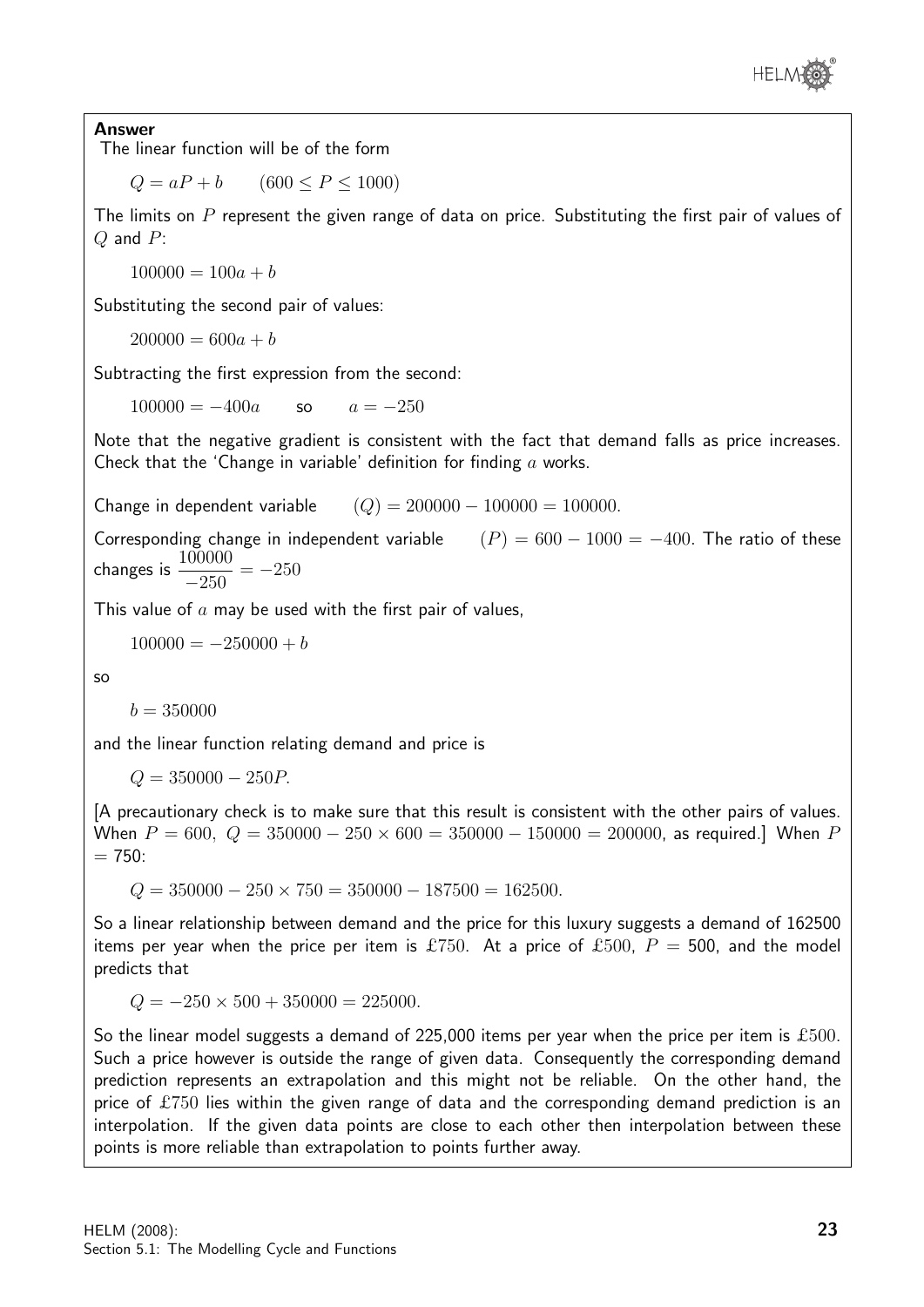**Answer**

The linear function will be of the form

$$Q = aP + b \qquad (600 \leq P \leq 1000)$$

The limits on $P$ represent the given range of data on price. Substituting the first pair of values of $Q$ and $P$:

$$100000 = 100a + b$$

Substituting the second pair of values:

$$200000 = 600a + b$$

Subtracting the first expression from the second:

$$100000 = -400a \qquad \text{so} \qquad a = -250$$

Note that the negative gradient is consistent with the fact that demand falls as price increases. Check that the 'Change in variable' definition for finding $a$ works.

Change in dependent variable $\qquad (Q) = 200000 - 100000 = 100000.$

Corresponding change in independent variable $\qquad (P) = 600 - 1000 = -400.$ The ratio of these changes is $\dfrac{100000}{-250} = -250$

This value of $a$ may be used with the first pair of values,

$$100000 = -250000 + b$$

so

$$b = 350000$$

and the linear function relating demand and price is

$$Q = 350000 - 250P.$$

[A precautionary check is to make sure that this result is consistent with the other pairs of values. When $P = 600,\ Q = 350000 - 250 \times 600 = 350000 - 150000 = 200000$, as required.] When $P = 750$:

$$Q = 350000 - 250 \times 750 = 350000 - 187500 = 162500.$$

So a linear relationship between demand and the price for this luxury suggests a demand of 162500 items per year when the price per item is £750. At a price of £500, $P = 500$, and the model predicts that

$$Q = -250 \times 500 + 350000 = 225000.$$

So the linear model suggests a demand of 225,000 items per year when the price per item is £500. Such a price however is outside the range of given data. Consequently the corresponding demand prediction represents an extrapolation and this might not be reliable. On the other hand, the price of £750 lies within the given range of data and the corresponding demand prediction is an interpolation. If the given data points are close to each other then interpolation between these points is more reliable than extrapolation to points further away.